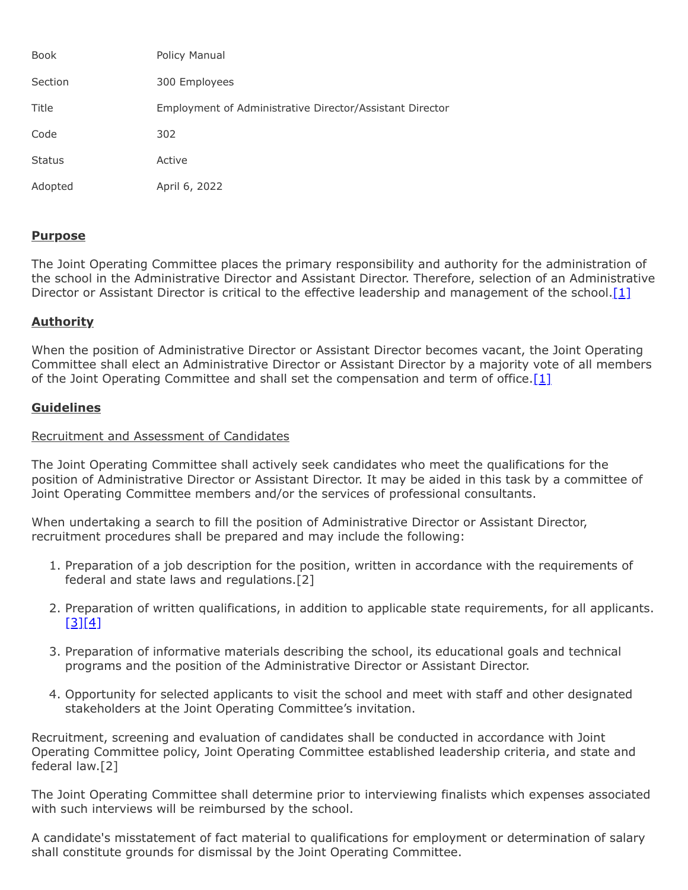| Book | Policy Manual |
|---|---|
| Section | 300 Employees |
| Title | Employment of Administrative Director/Assistant Director |
| Code | 302 |
| Status | Active |
| Adopted | April 6, 2022 |

## **Purpose**

The Joint Operating Committee places the primary responsibility and authority for the administration of the school in the Administrative Director and Assistant Director. Therefore, selection of an Administrative Director or Assistant Director is critical to the effective leadership and management of the school.[1]

## **Authority**

When the position of Administrative Director or Assistant Director becomes vacant, the Joint Operating Committee shall elect an Administrative Director or Assistant Director by a majority vote of all members of the Joint Operating Committee and shall set the compensation and term of office.[1]

## **Guidelines**

Recruitment and Assessment of Candidates

The Joint Operating Committee shall actively seek candidates who meet the qualifications for the position of Administrative Director or Assistant Director. It may be aided in this task by a committee of Joint Operating Committee members and/or the services of professional consultants.

When undertaking a search to fill the position of Administrative Director or Assistant Director, recruitment procedures shall be prepared and may include the following:

1. Preparation of a job description for the position, written in accordance with the requirements of federal and state laws and regulations.[2]
2. Preparation of written qualifications, in addition to applicable state requirements, for all applicants.[3][4]
3. Preparation of informative materials describing the school, its educational goals and technical programs and the position of the Administrative Director or Assistant Director.
4. Opportunity for selected applicants to visit the school and meet with staff and other designated stakeholders at the Joint Operating Committee's invitation.

Recruitment, screening and evaluation of candidates shall be conducted in accordance with Joint Operating Committee policy, Joint Operating Committee established leadership criteria, and state and federal law.[2]

The Joint Operating Committee shall determine prior to interviewing finalists which expenses associated with such interviews will be reimbursed by the school.

A candidate's misstatement of fact material to qualifications for employment or determination of salary shall constitute grounds for dismissal by the Joint Operating Committee.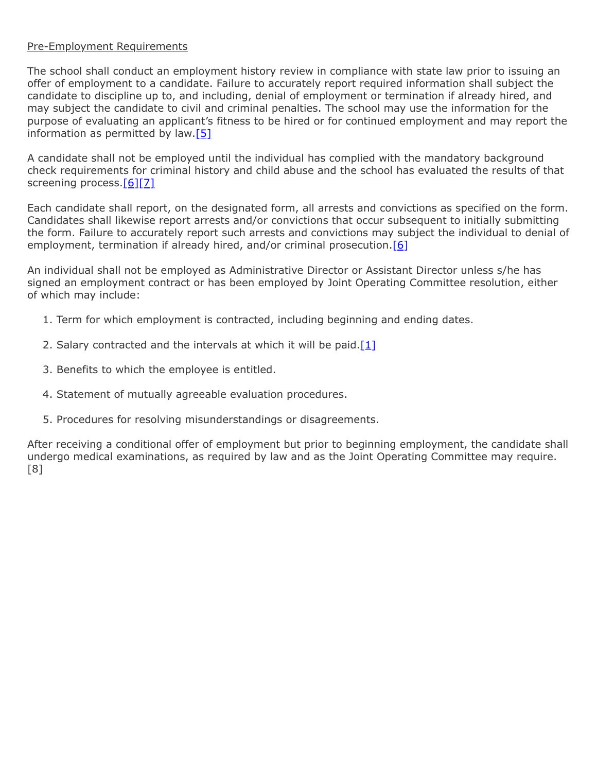Pre-Employment Requirements

The school shall conduct an employment history review in compliance with state law prior to issuing an offer of employment to a candidate. Failure to accurately report required information shall subject the candidate to discipline up to, and including, denial of employment or termination if already hired, and may subject the candidate to civil and criminal penalties. The school may use the information for the purpose of evaluating an applicant's fitness to be hired or for continued employment and may report the information as permitted by law.[5]

A candidate shall not be employed until the individual has complied with the mandatory background check requirements for criminal history and child abuse and the school has evaluated the results of that screening process.[6][7]

Each candidate shall report, on the designated form, all arrests and convictions as specified on the form. Candidates shall likewise report arrests and/or convictions that occur subsequent to initially submitting the form. Failure to accurately report such arrests and convictions may subject the individual to denial of employment, termination if already hired, and/or criminal prosecution.[6]

An individual shall not be employed as Administrative Director or Assistant Director unless s/he has signed an employment contract or has been employed by Joint Operating Committee resolution, either of which may include:

1. Term for which employment is contracted, including beginning and ending dates.

2. Salary contracted and the intervals at which it will be paid.[1]

3. Benefits to which the employee is entitled.

4. Statement of mutually agreeable evaluation procedures.

5. Procedures for resolving misunderstandings or disagreements.

After receiving a conditional offer of employment but prior to beginning employment, the candidate shall undergo medical examinations, as required by law and as the Joint Operating Committee may require.[8]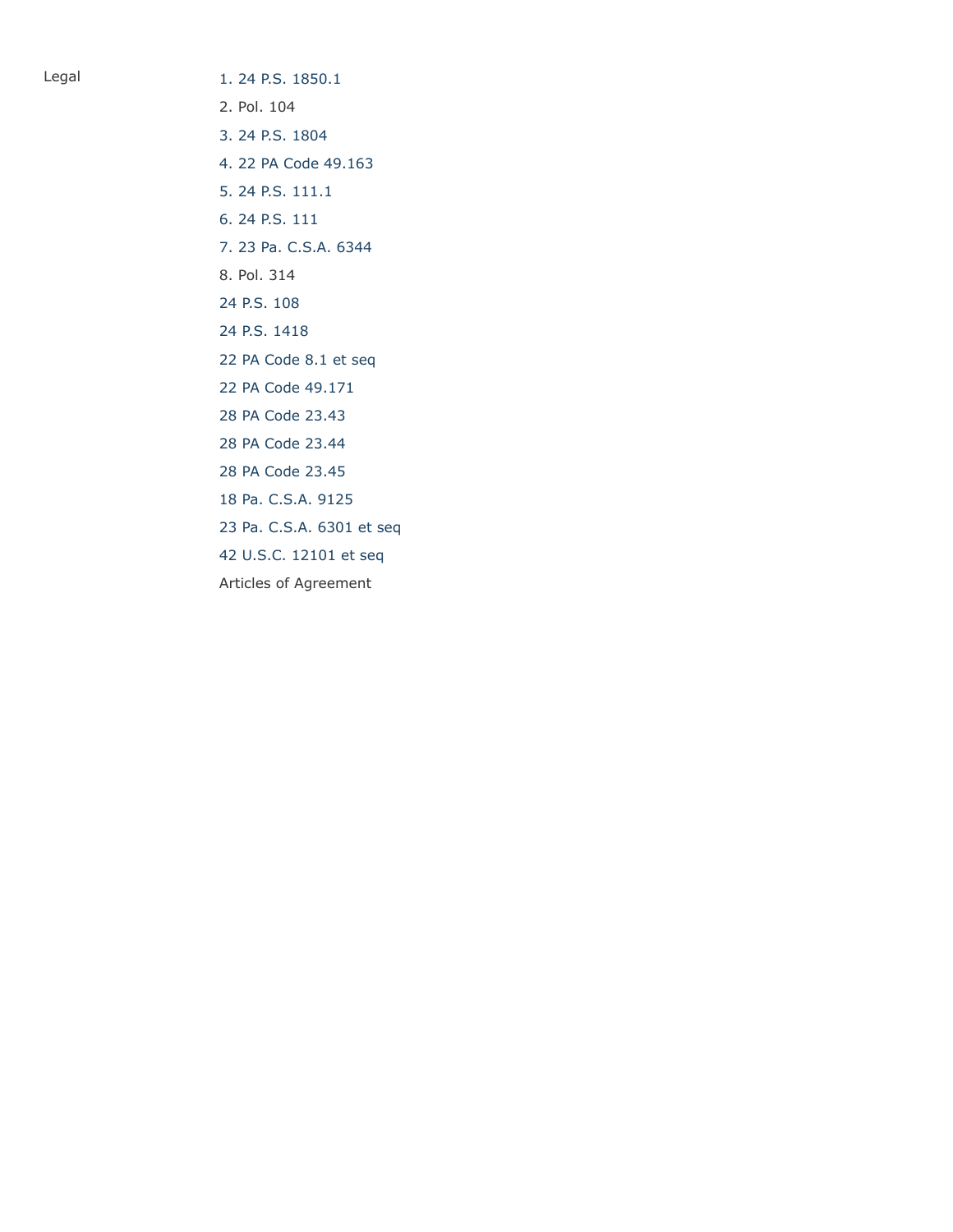Legal

1. 24 P.S. 1850.1
2. Pol. 104
3. 24 P.S. 1804
4. 22 PA Code 49.163
5. 24 P.S. 111.1
6. 24 P.S. 111
7. 23 Pa. C.S.A. 6344
8. Pol. 314

24 P.S. 108

24 P.S. 1418

22 PA Code 8.1 et seq

22 PA Code 49.171

28 PA Code 23.43

28 PA Code 23.44

28 PA Code 23.45

18 Pa. C.S.A. 9125

23 Pa. C.S.A. 6301 et seq

42 U.S.C. 12101 et seq

Articles of Agreement